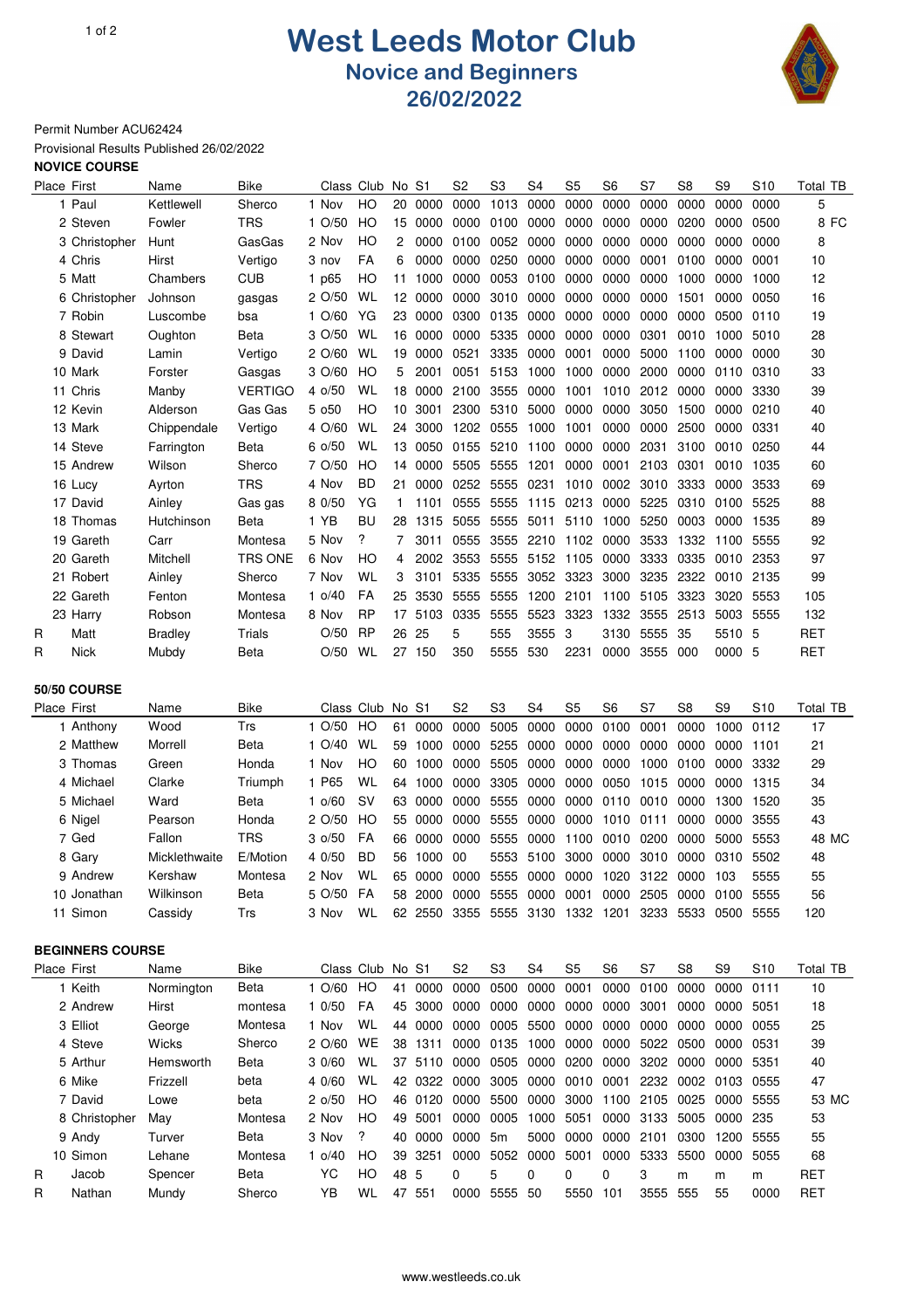# West Leeds Motor Club

## Novice and Beginners

## 26/02/2022

Permit Number ACU62424

Provisional Results Published 26/02/2022

**NOVICE COURSE**

| | Place | First | Name | Bike | Class | Club | No | S1 | S2 | S3 | S4 | S5 | S6 | S7 | S8 | S9 | S10 | Total | TB |
|---|---|---|---|---|---|---|---|---|---|---|---|---|---|---|---|---|---|---|---|
| | 1 | Paul | Kettlewell | Sherco | 1 Nov | HO | 20 | 0000 | 0000 | 1013 | 0000 | 0000 | 0000 | 0000 | 0000 | 0000 | 0000 | 5 | |
| | 2 | Steven | Fowler | TRS | 1 O/50 | HO | 15 | 0000 | 0000 | 0100 | 0000 | 0000 | 0000 | 0000 | 0200 | 0000 | 0500 | 8 | FC |
| | 3 | Christopher | Hunt | GasGas | 2 Nov | HO | 2 | 0000 | 0100 | 0052 | 0000 | 0000 | 0000 | 0000 | 0000 | 0000 | 0000 | 8 | |
| | 4 | Chris | Hirst | Vertigo | 3 nov | FA | 6 | 0000 | 0000 | 0250 | 0000 | 0000 | 0000 | 0001 | 0100 | 0000 | 0001 | 10 | |
| | 5 | Matt | Chambers | CUB | 1 p65 | HO | 11 | 1000 | 0000 | 0053 | 0100 | 0000 | 0000 | 0000 | 1000 | 0000 | 1000 | 12 | |
| | 6 | Christopher | Johnson | gasgas | 2 O/50 | WL | 12 | 0000 | 0000 | 3010 | 0000 | 0000 | 0000 | 0000 | 1501 | 0000 | 0050 | 16 | |
| | 7 | Robin | Luscombe | bsa | 1 O/60 | YG | 23 | 0000 | 0300 | 0135 | 0000 | 0000 | 0000 | 0000 | 0000 | 0500 | 0110 | 19 | |
| | 8 | Stewart | Oughton | Beta | 3 O/50 | WL | 16 | 0000 | 0000 | 5335 | 0000 | 0000 | 0000 | 0301 | 0010 | 1000 | 5010 | 28 | |
| | 9 | David | Lamin | Vertigo | 2 O/60 | WL | 19 | 0000 | 0521 | 3335 | 0000 | 0001 | 0000 | 5000 | 1100 | 0000 | 0000 | 30 | |
| | 10 | Mark | Forster | Gasgas | 3 O/60 | HO | 5 | 2001 | 0051 | 5153 | 1000 | 1000 | 0000 | 2000 | 0000 | 0110 | 0310 | 33 | |
| | 11 | Chris | Manby | VERTIGO | 4 o/50 | WL | 18 | 0000 | 2100 | 3555 | 0000 | 1001 | 1010 | 2012 | 0000 | 0000 | 3330 | 39 | |
| | 12 | Kevin | Alderson | Gas Gas | 5 o50 | HO | 10 | 3001 | 2300 | 5310 | 5000 | 0000 | 0000 | 3050 | 1500 | 0000 | 0210 | 40 | |
| | 13 | Mark | Chippendale | Vertigo | 4 O/60 | WL | 24 | 3000 | 1202 | 0555 | 1000 | 1001 | 0000 | 0000 | 2500 | 0000 | 0331 | 40 | |
| | 14 | Steve | Farrington | Beta | 6 o/50 | WL | 13 | 0050 | 0155 | 5210 | 1100 | 0000 | 0000 | 2031 | 3100 | 0010 | 0250 | 44 | |
| | 15 | Andrew | Wilson | Sherco | 7 O/50 | HO | 14 | 0000 | 5505 | 5555 | 1201 | 0000 | 0001 | 2103 | 0301 | 0010 | 1035 | 60 | |
| | 16 | Lucy | Ayrton | TRS | 4 Nov | BD | 21 | 0000 | 0252 | 5555 | 0231 | 1010 | 0002 | 3010 | 3333 | 0000 | 3533 | 69 | |
| | 17 | David | Ainley | Gas gas | 8 0/50 | YG | 1 | 1101 | 0555 | 5555 | 1115 | 0213 | 0000 | 5225 | 0310 | 0100 | 5525 | 88 | |
| | 18 | Thomas | Hutchinson | Beta | 1 YB | BU | 28 | 1315 | 5055 | 5555 | 5011 | 5110 | 1000 | 5250 | 0003 | 0000 | 1535 | 89 | |
| | 19 | Gareth | Carr | Montesa | 5 Nov | ? | 7 | 3011 | 0555 | 3555 | 2210 | 1102 | 0000 | 3533 | 1332 | 1100 | 5555 | 92 | |
| | 20 | Gareth | Mitchell | TRS ONE | 6 Nov | HO | 4 | 2002 | 3553 | 5555 | 5152 | 1105 | 0000 | 3333 | 0335 | 0010 | 2353 | 97 | |
| | 21 | Robert | Ainley | Sherco | 7 Nov | WL | 3 | 3101 | 5335 | 5555 | 3052 | 3323 | 3000 | 3235 | 2322 | 0010 | 2135 | 99 | |
| | 22 | Gareth | Fenton | Montesa | 1 o/40 | FA | 25 | 3530 | 5555 | 5555 | 1200 | 2101 | 1100 | 5105 | 3323 | 3020 | 5553 | 105 | |
| | 23 | Harry | Robson | Montesa | 8 Nov | RP | 17 | 5103 | 0335 | 5555 | 5523 | 3323 | 1332 | 3555 | 2513 | 5003 | 5555 | 132 | |
| R | | Matt | Bradley | Trials | O/50 | RP | 26 | 25 | 5 | 555 | 3555 | 3 | 3130 | 5555 | 35 | 5510 | 5 | RET | |
| R | | Nick | Mubdy | Beta | O/50 | WL | 27 | 150 | 350 | 5555 | 530 | 2231 | 0000 | 3555 | 000 | 0000 | 5 | RET | |

**50/50 COURSE**

| Place | First | Name | Bike | Class | Club | No | S1 | S2 | S3 | S4 | S5 | S6 | S7 | S8 | S9 | S10 | Total | TB |
|---|---|---|---|---|---|---|---|---|---|---|---|---|---|---|---|---|---|---|
| 1 | Anthony | Wood | Trs | 1 O/50 | HO | 61 | 0000 | 0000 | 5005 | 0000 | 0000 | 0100 | 0001 | 0000 | 1000 | 0112 | 17 | |
| 2 | Matthew | Morrell | Beta | 1 O/40 | WL | 59 | 1000 | 0000 | 5255 | 0000 | 0000 | 0000 | 0000 | 0000 | 0000 | 1101 | 21 | |
| 3 | Thomas | Green | Honda | 1 Nov | HO | 60 | 1000 | 0000 | 5505 | 0000 | 0000 | 0000 | 1000 | 0100 | 0000 | 3332 | 29 | |
| 4 | Michael | Clarke | Triumph | 1 P65 | WL | 64 | 1000 | 0000 | 3305 | 0000 | 0000 | 0050 | 1015 | 0000 | 0000 | 1315 | 34 | |
| 5 | Michael | Ward | Beta | 1 o/60 | SV | 63 | 0000 | 0000 | 5555 | 0000 | 0000 | 0110 | 0010 | 0000 | 1300 | 1520 | 35 | |
| 6 | Nigel | Pearson | Honda | 2 O/50 | HO | 55 | 0000 | 0000 | 5555 | 0000 | 0000 | 1010 | 0111 | 0000 | 0000 | 3555 | 43 | |
| 7 | Ged | Fallon | TRS | 3 o/50 | FA | 66 | 0000 | 0000 | 5555 | 0000 | 1100 | 0010 | 0200 | 0000 | 5000 | 5553 | 48 | MC |
| 8 | Gary | Micklethwaite | E/Motion | 4 0/50 | BD | 56 | 1000 | 00 | 5553 | 5100 | 3000 | 0000 | 3010 | 0000 | 0310 | 5502 | 48 | |
| 9 | Andrew | Kershaw | Montesa | 2 Nov | WL | 65 | 0000 | 0000 | 5555 | 0000 | 0000 | 1020 | 3122 | 0000 | 103 | 5555 | 55 | |
| 10 | Jonathan | Wilkinson | Beta | 5 O/50 | FA | 58 | 2000 | 0000 | 5555 | 0000 | 0001 | 0000 | 2505 | 0000 | 0100 | 5555 | 56 | |
| 11 | Simon | Cassidy | Trs | 3 Nov | WL | 62 | 2550 | 3355 | 5555 | 3130 | 1332 | 1201 | 3233 | 5533 | 0500 | 5555 | 120 | |

**BEGINNERS COURSE**

| | Place | First | Name | Bike | Class | Club | No | S1 | S2 | S3 | S4 | S5 | S6 | S7 | S8 | S9 | S10 | Total | TB |
|---|---|---|---|---|---|---|---|---|---|---|---|---|---|---|---|---|---|---|---|
| | 1 | Keith | Normington | Beta | 1 O/60 | HO | 41 | 0000 | 0000 | 0500 | 0000 | 0001 | 0000 | 0100 | 0000 | 0000 | 0111 | 10 | |
| | 2 | Andrew | Hirst | montesa | 1 0/50 | FA | 45 | 3000 | 0000 | 0000 | 0000 | 0000 | 0000 | 3001 | 0000 | 0000 | 5051 | 18 | |
| | 3 | Elliot | George | Montesa | 1 Nov | WL | 44 | 0000 | 0000 | 0005 | 5500 | 0000 | 0000 | 0000 | 0000 | 0000 | 0055 | 25 | |
| | 4 | Steve | Wicks | Sherco | 2 O/60 | WE | 38 | 1311 | 0000 | 0135 | 1000 | 0000 | 0000 | 5022 | 0500 | 0000 | 0531 | 39 | |
| | 5 | Arthur | Hemsworth | Beta | 3 0/60 | WL | 37 | 5110 | 0000 | 0505 | 0000 | 0200 | 0000 | 3202 | 0000 | 0000 | 5351 | 40 | |
| | 6 | Mike | Frizzell | beta | 4 0/60 | WL | 42 | 0322 | 0000 | 3005 | 0000 | 0010 | 0001 | 2232 | 0002 | 0103 | 0555 | 47 | |
| | 7 | David | Lowe | beta | 2 o/50 | HO | 46 | 0120 | 0000 | 5500 | 0000 | 3000 | 1100 | 2105 | 0025 | 0000 | 5555 | 53 | MC |
| | 8 | Christopher | May | Montesa | 2 Nov | HO | 49 | 5001 | 0000 | 0005 | 1000 | 5051 | 0000 | 3133 | 5005 | 0000 | 235 | 53 | |
| | 9 | Andy | Turver | Beta | 3 Nov | ? | 40 | 0000 | 0000 | 5m | 5000 | 0000 | 0000 | 2101 | 0300 | 1200 | 5555 | 55 | |
| | 10 | Simon | Lehane | Montesa | 1 o/40 | HO | 39 | 3251 | 0000 | 5052 | 0000 | 5001 | 0000 | 5333 | 5500 | 0000 | 5055 | 68 | |
| R | | Jacob | Spencer | Beta | YC | HO | 48 | 5 | 0 | 5 | 0 | 0 | 0 | 3 | m | m | m | RET | |
| R | | Nathan | Mundy | Sherco | YB | WL | 47 | 551 | 0000 | 5555 | 50 | 5550 | 101 | 3555 | 555 | 55 | 0000 | RET | |

www.westleeds.co.uk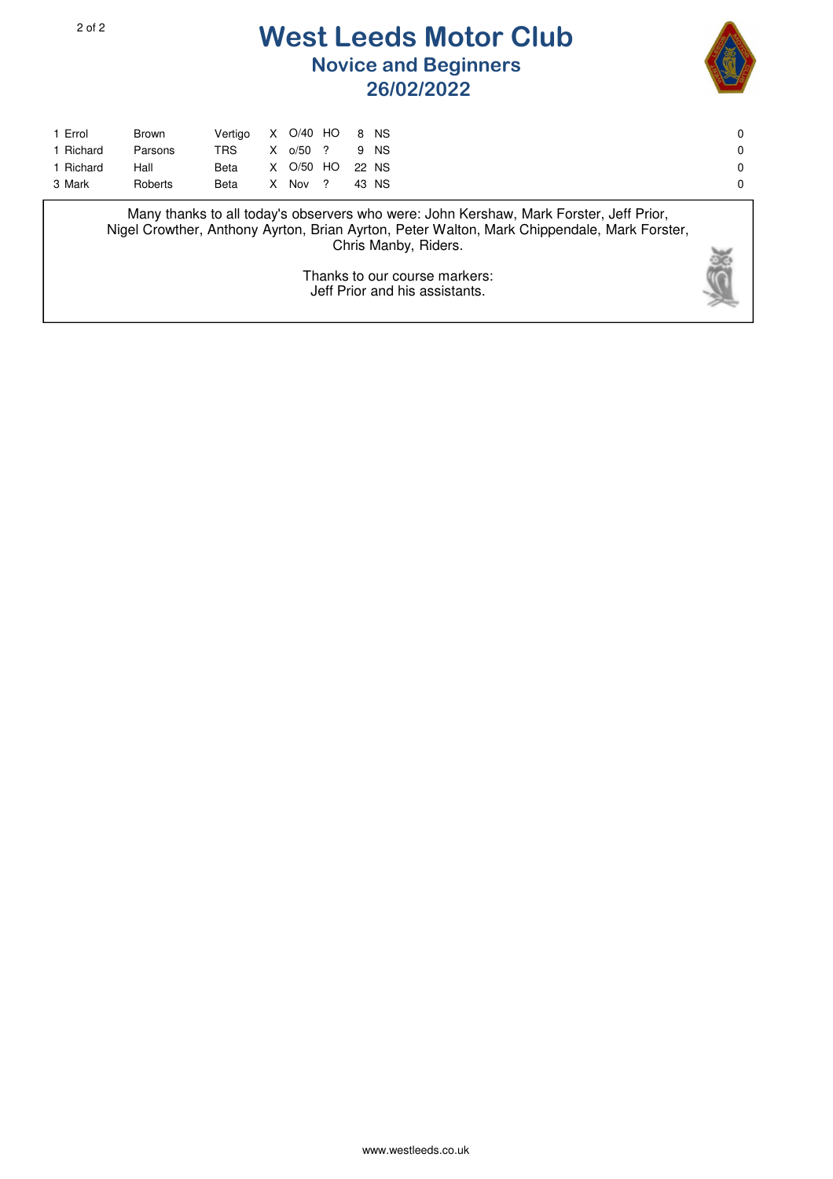# West Leeds Motor Club

## Novice and Beginners

## 26/02/2022

| | | | | | | | | | |
|---|---|---|---|---|---|---|---|---|---|
| 1 | Errol | Brown | Vertigo | X | O/40 | HO | 8 | NS | 0 |
| 1 | Richard | Parsons | TRS | X | o/50 | ? | 9 | NS | 0 |
| 1 | Richard | Hall | Beta | X | O/50 | HO | 22 | NS | 0 |
| 3 | Mark | Roberts | Beta | X | Nov | ? | 43 | NS | 0 |

Many thanks to all today's observers who were: John Kershaw, Mark Forster, Jeff Prior, Nigel Crowther, Anthony Ayrton, Brian Ayrton, Peter Walton, Mark Chippendale, Mark Forster, Chris Manby, Riders.

Thanks to our course markers:
Jeff Prior and his assistants.

www.westleeds.co.uk